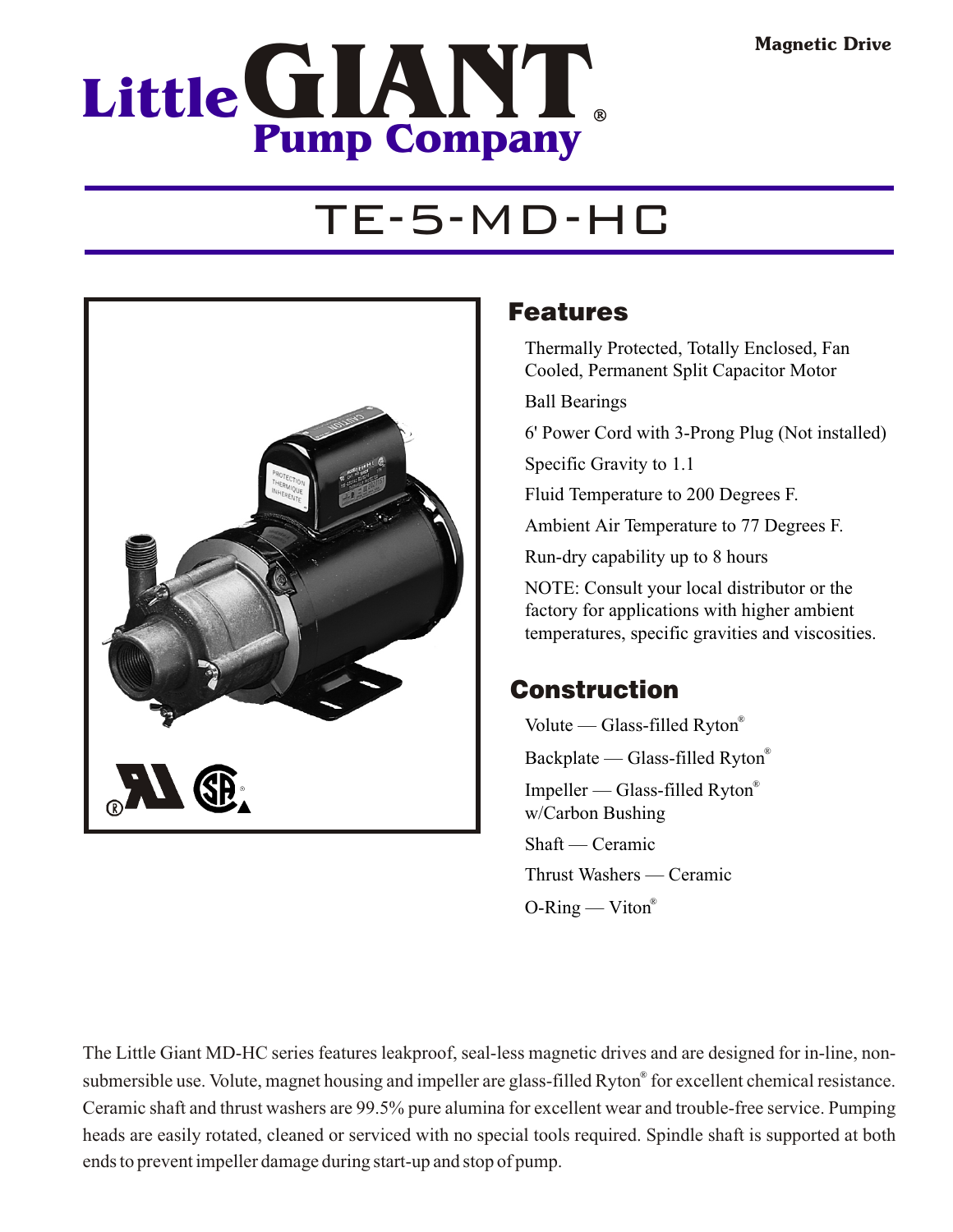Magnetic Drive

# Little GIANT® Pump Company

# TE-5-MD-HC

## Features

Thermally Protected, Totally Enclosed, Fan Cooled, Permanent Split Capacitor Motor

Ball Bearings

6' Power Cord with 3-Prong Plug (Not installed)

Specific Gravity to 1.1

Fluid Temperature to 200 Degrees F.

Ambient Air Temperature to 77 Degrees F.

Run-dry capability up to 8 hours

NOTE: Consult your local distributor or the factory for applications with higher ambient temperatures, specific gravities and viscosities.

## Construction

Volute — Glass-filled Ryton®

Backplate — Glass-filled Ryton®

Impeller — Glass-filled Ryton® w/Carbon Bushing

Shaft — Ceramic

Thrust Washers — Ceramic

O-Ring — Viton®

The Little Giant MD-HC series features leakproof, seal-less magnetic drives and are designed for in-line, non-submersible use. Volute, magnet housing and impeller are glass-filled Ryton® for excellent chemical resistance. Ceramic shaft and thrust washers are 99.5% pure alumina for excellent wear and trouble-free service. Pumping heads are easily rotated, cleaned or serviced with no special tools required. Spindle shaft is supported at both ends to prevent impeller damage during start-up and stop of pump.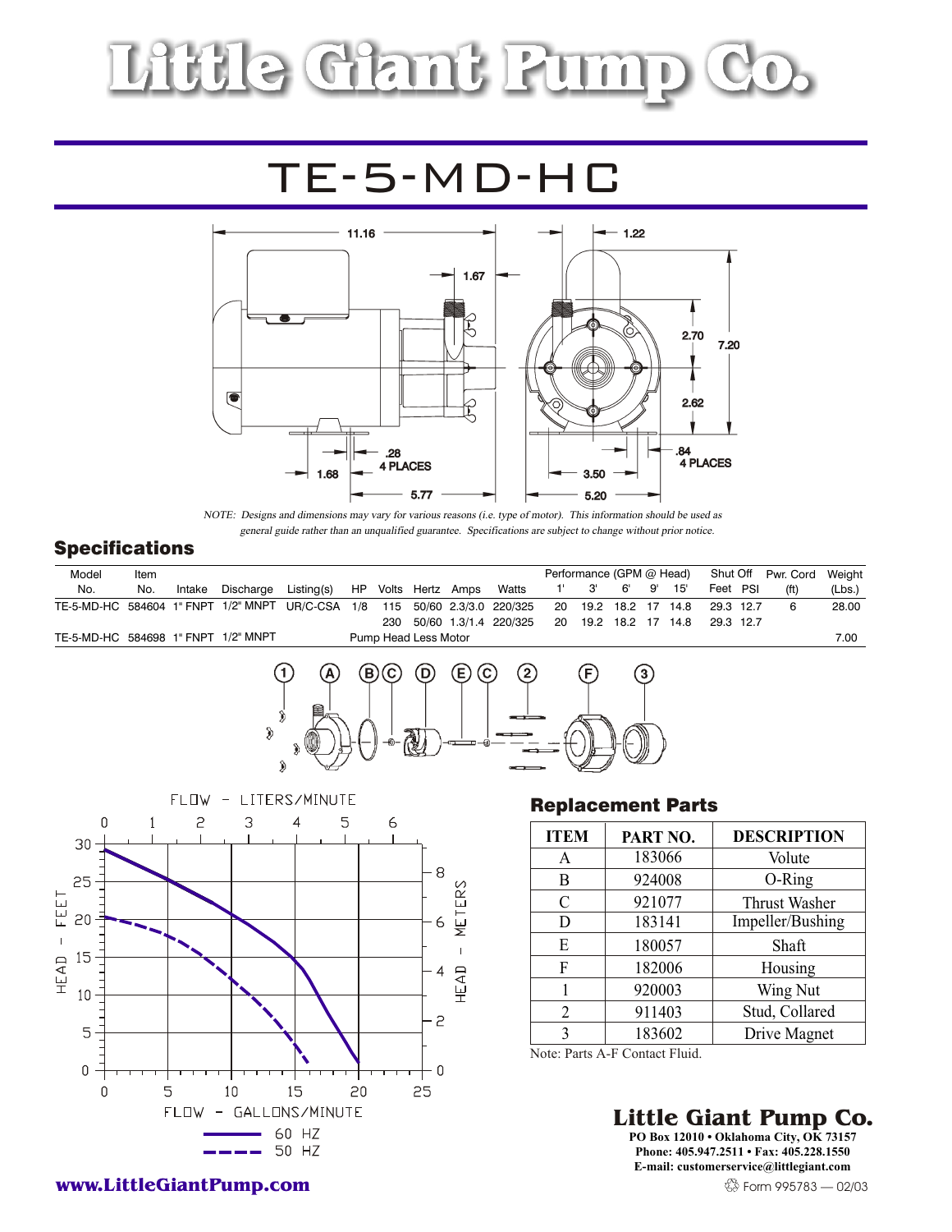# Little Giant Pump Co.

## TE-5-MD-HC

11.16
1.22
1.67
2.70
7.20
2.62
.28
4 PLACES
1.68
5.77
.84
4 PLACES
3.50
5.20

*NOTE: Designs and dimensions may vary for various reasons (i.e. type of motor). This information should be used as general guide rather than an unqualified guarantee. Specifications are subject to change without prior notice.*

## Specifications

| Model No. | Item No. | Intake | Discharge | Listing(s) | HP | Volts | Hertz | Amps | Watts | Performance (GPM @ Head) 1' | 3' | 6' | 9' | 15' | Shut Off Feet | PSI | Pwr. Cord (ft) | Weight (Lbs.) |
|---|---|---|---|---|---|---|---|---|---|---|---|---|---|---|---|---|---|---|
| TE-5-MD-HC | 584604 | 1" FNPT | 1/2" MNPT | UR/C-CSA | 1/8 | 115 | 50/60 | 2.3/3.0 | 220/325 | 20 | 19.2 | 18.2 | 17 | 14.8 | 29.3 | 12.7 | 6 | 28.00 |
| | | | | | | 230 | 50/60 | 1.3/1.4 | 220/325 | 20 | 19.2 | 18.2 | 17 | 14.8 | 29.3 | 12.7 | | |
| TE-5-MD-HC | 584698 | 1" FNPT | 1/2" MNPT | Pump Head Less Motor | | | | | | | | | | | | | | 7.00 |

1 A B C D E C 2 F 3

FLOW - LITERS/MINUTE
0 1 2 3 4 5 6
HEAD - FEET
30 25 20 15 10 5 0
HEAD - METERS
8 6 4 2 0
0 5 10 15 20 25
FLOW - GALLONS/MINUTE
60 HZ
50 HZ

## Replacement Parts

| ITEM | PART NO. | DESCRIPTION |
|---|---|---|
| A | 183066 | Volute |
| B | 924008 | O-Ring |
| C | 921077 | Thrust Washer |
| D | 183141 | Impeller/Bushing |
| E | 180057 | Shaft |
| F | 182006 | Housing |
| 1 | 920003 | Wing Nut |
| 2 | 911403 | Stud, Collared |
| 3 | 183602 | Drive Magnet |

Note: Parts A-F Contact Fluid.

**Little Giant Pump Co.**
**PO Box 12010 • Oklahoma City, OK 73157**
**Phone: 405.947.2511 • Fax: 405.228.1550**
**E-mail: customerservice@littlegiant.com**

**www.LittleGiantPump.com**

Form 995783 — 02/03